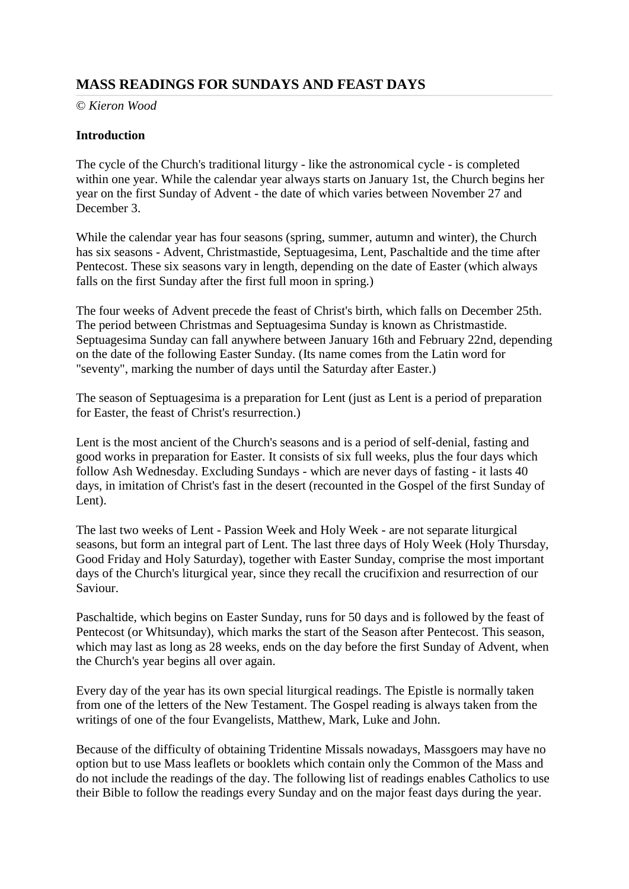## MASS READINGS FOR SUNDAYS AND FEAST DAYS

*© Kieron Wood*

**Introduction**

The cycle of the Church's traditional liturgy - like the astronomical cycle - is completed within one year. While the calendar year always starts on January 1st, the Church begins her year on the first Sunday of Advent - the date of which varies between November 27 and December 3.

While the calendar year has four seasons (spring, summer, autumn and winter), the Church has six seasons - Advent, Christmastide, Septuagesima, Lent, Paschaltide and the time after Pentecost. These six seasons vary in length, depending on the date of Easter (which always falls on the first Sunday after the first full moon in spring.)

The four weeks of Advent precede the feast of Christ's birth, which falls on December 25th. The period between Christmas and Septuagesima Sunday is known as Christmastide. Septuagesima Sunday can fall anywhere between January 16th and February 22nd, depending on the date of the following Easter Sunday. (Its name comes from the Latin word for "seventy", marking the number of days until the Saturday after Easter.)

The season of Septuagesima is a preparation for Lent (just as Lent is a period of preparation for Easter, the feast of Christ's resurrection.)

Lent is the most ancient of the Church's seasons and is a period of self-denial, fasting and good works in preparation for Easter. It consists of six full weeks, plus the four days which follow Ash Wednesday. Excluding Sundays - which are never days of fasting - it lasts 40 days, in imitation of Christ's fast in the desert (recounted in the Gospel of the first Sunday of Lent).

The last two weeks of Lent - Passion Week and Holy Week - are not separate liturgical seasons, but form an integral part of Lent. The last three days of Holy Week (Holy Thursday, Good Friday and Holy Saturday), together with Easter Sunday, comprise the most important days of the Church's liturgical year, since they recall the crucifixion and resurrection of our Saviour.

Paschaltide, which begins on Easter Sunday, runs for 50 days and is followed by the feast of Pentecost (or Whitsunday), which marks the start of the Season after Pentecost. This season, which may last as long as 28 weeks, ends on the day before the first Sunday of Advent, when the Church's year begins all over again.

Every day of the year has its own special liturgical readings. The Epistle is normally taken from one of the letters of the New Testament. The Gospel reading is always taken from the writings of one of the four Evangelists, Matthew, Mark, Luke and John.

Because of the difficulty of obtaining Tridentine Missals nowadays, Massgoers may have no option but to use Mass leaflets or booklets which contain only the Common of the Mass and do not include the readings of the day. The following list of readings enables Catholics to use their Bible to follow the readings every Sunday and on the major feast days during the year.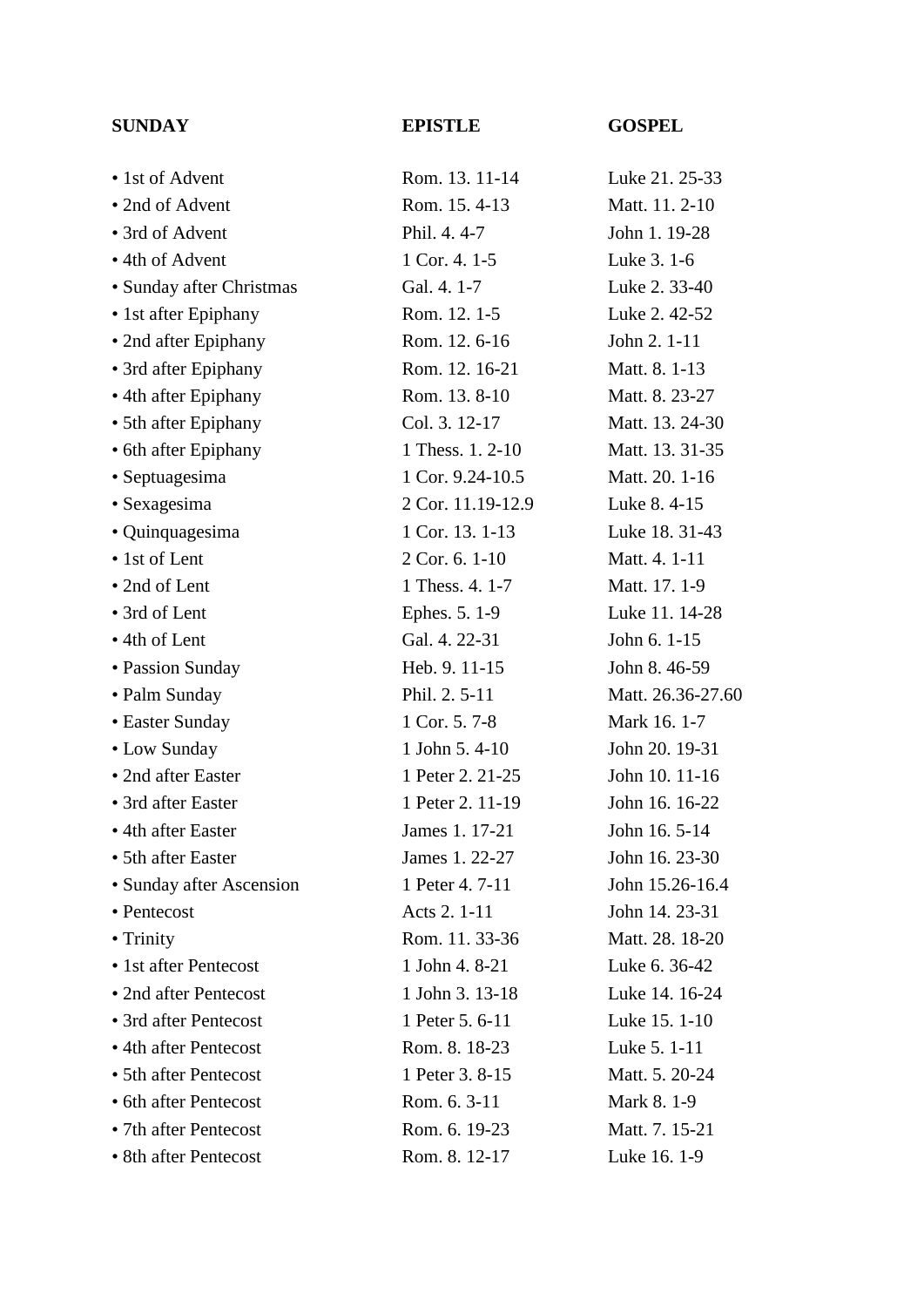| SUNDAY | EPISTLE | GOSPEL |
|---|---|---|
| • 1st of Advent | Rom. 13. 11-14 | Luke 21. 25-33 |
| • 2nd of Advent | Rom. 15. 4-13 | Matt. 11. 2-10 |
| • 3rd of Advent | Phil. 4. 4-7 | John 1. 19-28 |
| • 4th of Advent | 1 Cor. 4. 1-5 | Luke 3. 1-6 |
| • Sunday after Christmas | Gal. 4. 1-7 | Luke 2. 33-40 |
| • 1st after Epiphany | Rom. 12. 1-5 | Luke 2. 42-52 |
| • 2nd after Epiphany | Rom. 12. 6-16 | John 2. 1-11 |
| • 3rd after Epiphany | Rom. 12. 16-21 | Matt. 8. 1-13 |
| • 4th after Epiphany | Rom. 13. 8-10 | Matt. 8. 23-27 |
| • 5th after Epiphany | Col. 3. 12-17 | Matt. 13. 24-30 |
| • 6th after Epiphany | 1 Thess. 1. 2-10 | Matt. 13. 31-35 |
| • Septuagesima | 1 Cor. 9.24-10.5 | Matt. 20. 1-16 |
| • Sexagesima | 2 Cor. 11.19-12.9 | Luke 8. 4-15 |
| • Quinquagesima | 1 Cor. 13. 1-13 | Luke 18. 31-43 |
| • 1st of Lent | 2 Cor. 6. 1-10 | Matt. 4. 1-11 |
| • 2nd of Lent | 1 Thess. 4. 1-7 | Matt. 17. 1-9 |
| • 3rd of Lent | Ephes. 5. 1-9 | Luke 11. 14-28 |
| • 4th of Lent | Gal. 4. 22-31 | John 6. 1-15 |
| • Passion Sunday | Heb. 9. 11-15 | John 8. 46-59 |
| • Palm Sunday | Phil. 2. 5-11 | Matt. 26.36-27.60 |
| • Easter Sunday | 1 Cor. 5. 7-8 | Mark 16. 1-7 |
| • Low Sunday | 1 John 5. 4-10 | John 20. 19-31 |
| • 2nd after Easter | 1 Peter 2. 21-25 | John 10. 11-16 |
| • 3rd after Easter | 1 Peter 2. 11-19 | John 16. 16-22 |
| • 4th after Easter | James 1. 17-21 | John 16. 5-14 |
| • 5th after Easter | James 1. 22-27 | John 16. 23-30 |
| • Sunday after Ascension | 1 Peter 4. 7-11 | John 15.26-16.4 |
| • Pentecost | Acts 2. 1-11 | John 14. 23-31 |
| • Trinity | Rom. 11. 33-36 | Matt. 28. 18-20 |
| • 1st after Pentecost | 1 John 4. 8-21 | Luke 6. 36-42 |
| • 2nd after Pentecost | 1 John 3. 13-18 | Luke 14. 16-24 |
| • 3rd after Pentecost | 1 Peter 5. 6-11 | Luke 15. 1-10 |
| • 4th after Pentecost | Rom. 8. 18-23 | Luke 5. 1-11 |
| • 5th after Pentecost | 1 Peter 3. 8-15 | Matt. 5. 20-24 |
| • 6th after Pentecost | Rom. 6. 3-11 | Mark 8. 1-9 |
| • 7th after Pentecost | Rom. 6. 19-23 | Matt. 7. 15-21 |
| • 8th after Pentecost | Rom. 8. 12-17 | Luke 16. 1-9 |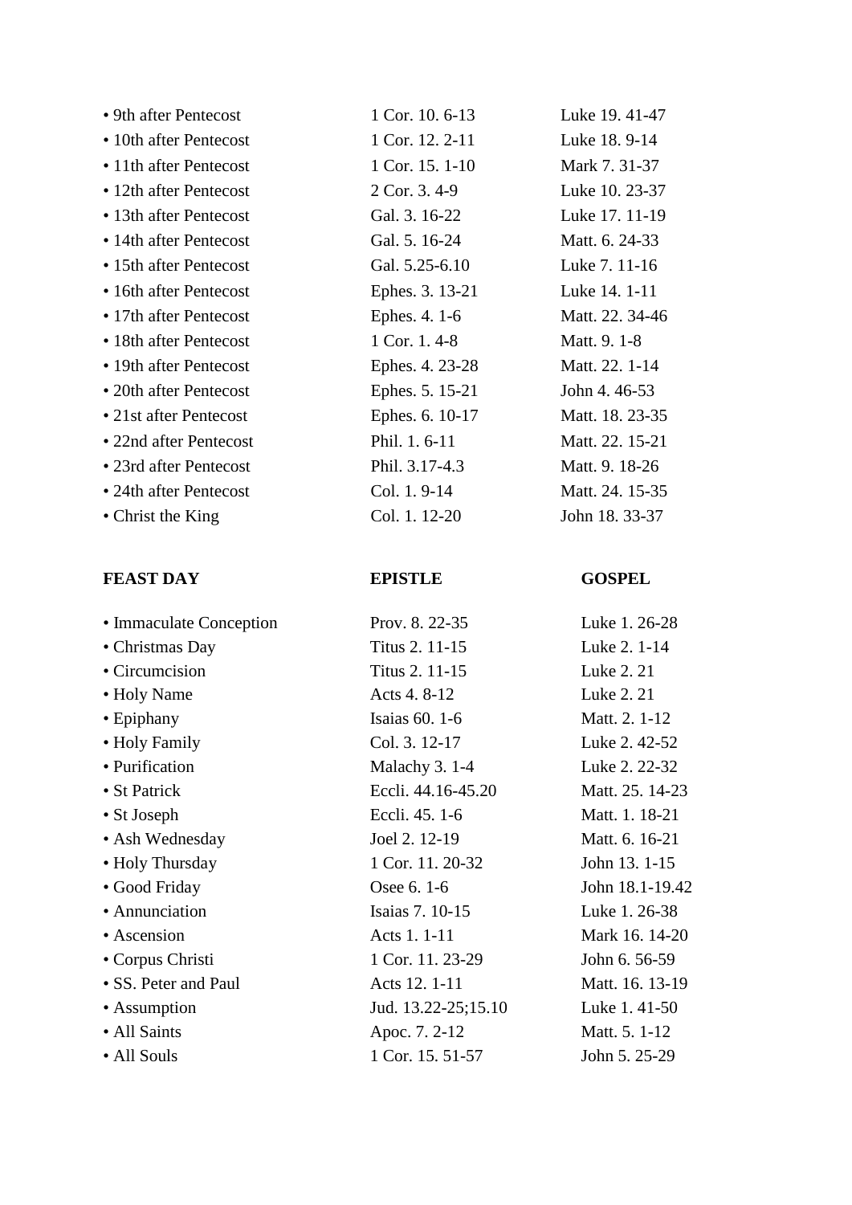| | | |
|---|---|---|
| • 9th after Pentecost | 1 Cor. 10. 6-13 | Luke 19. 41-47 |
| • 10th after Pentecost | 1 Cor. 12. 2-11 | Luke 18. 9-14 |
| • 11th after Pentecost | 1 Cor. 15. 1-10 | Mark 7. 31-37 |
| • 12th after Pentecost | 2 Cor. 3. 4-9 | Luke 10. 23-37 |
| • 13th after Pentecost | Gal. 3. 16-22 | Luke 17. 11-19 |
| • 14th after Pentecost | Gal. 5. 16-24 | Matt. 6. 24-33 |
| • 15th after Pentecost | Gal. 5.25-6.10 | Luke 7. 11-16 |
| • 16th after Pentecost | Ephes. 3. 13-21 | Luke 14. 1-11 |
| • 17th after Pentecost | Ephes. 4. 1-6 | Matt. 22. 34-46 |
| • 18th after Pentecost | 1 Cor. 1. 4-8 | Matt. 9. 1-8 |
| • 19th after Pentecost | Ephes. 4. 23-28 | Matt. 22. 1-14 |
| • 20th after Pentecost | Ephes. 5. 15-21 | John 4. 46-53 |
| • 21st after Pentecost | Ephes. 6. 10-17 | Matt. 18. 23-35 |
| • 22nd after Pentecost | Phil. 1. 6-11 | Matt. 22. 15-21 |
| • 23rd after Pentecost | Phil. 3.17-4.3 | Matt. 9. 18-26 |
| • 24th after Pentecost | Col. 1. 9-14 | Matt. 24. 15-35 |
| • Christ the King | Col. 1. 12-20 | John 18. 33-37 |

| FEAST DAY | EPISTLE | GOSPEL |
|---|---|---|
| • Immaculate Conception | Prov. 8. 22-35 | Luke 1. 26-28 |
| • Christmas Day | Titus 2. 11-15 | Luke 2. 1-14 |
| • Circumcision | Titus 2. 11-15 | Luke 2. 21 |
| • Holy Name | Acts 4. 8-12 | Luke 2. 21 |
| • Epiphany | Isaias 60. 1-6 | Matt. 2. 1-12 |
| • Holy Family | Col. 3. 12-17 | Luke 2. 42-52 |
| • Purification | Malachy 3. 1-4 | Luke 2. 22-32 |
| • St Patrick | Eccli. 44.16-45.20 | Matt. 25. 14-23 |
| • St Joseph | Eccli. 45. 1-6 | Matt. 1. 18-21 |
| • Ash Wednesday | Joel 2. 12-19 | Matt. 6. 16-21 |
| • Holy Thursday | 1 Cor. 11. 20-32 | John 13. 1-15 |
| • Good Friday | Osee 6. 1-6 | John 18.1-19.42 |
| • Annunciation | Isaias 7. 10-15 | Luke 1. 26-38 |
| • Ascension | Acts 1. 1-11 | Mark 16. 14-20 |
| • Corpus Christi | 1 Cor. 11. 23-29 | John 6. 56-59 |
| • SS. Peter and Paul | Acts 12. 1-11 | Matt. 16. 13-19 |
| • Assumption | Jud. 13.22-25;15.10 | Luke 1. 41-50 |
| • All Saints | Apoc. 7. 2-12 | Matt. 5. 1-12 |
| • All Souls | 1 Cor. 15. 51-57 | John 5. 25-29 |